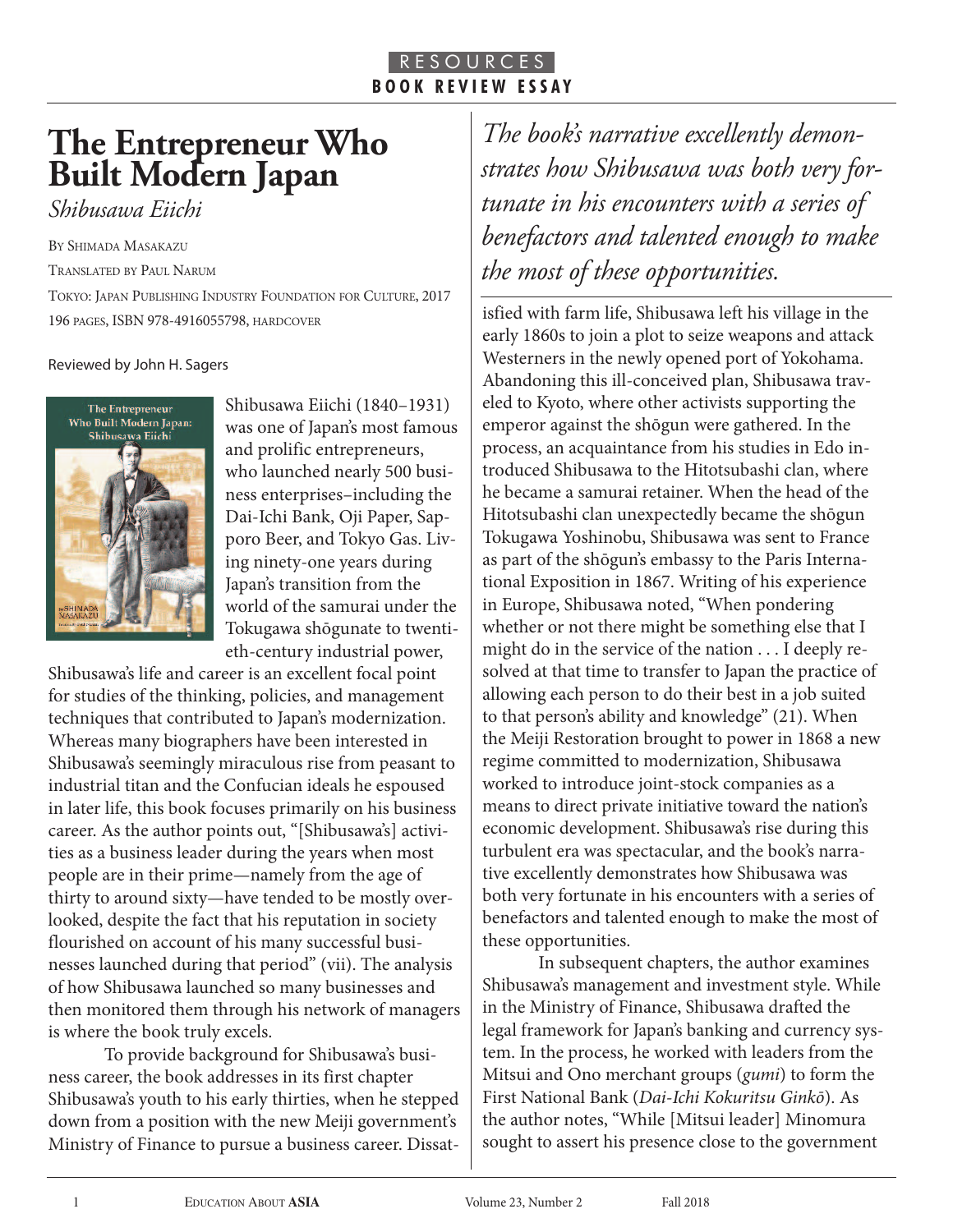RESOURCES

BOOK REVIEW ESSAY

# The Entrepreneur Who Built Modern Japan

*Shibusawa Eiichi*

By Shimada Masakazu

Translated by Paul Narum

Tokyo: Japan Publishing Industry Foundation for Culture, 2017

196 pages, ISBN 978-4916055798, hardcover

Reviewed by John H. Sagers

Shibusawa Eiichi (1840–1931) was one of Japan's most famous and prolific entrepreneurs, who launched nearly 500 business enterprises–including the Dai-Ichi Bank, Oji Paper, Sapporo Beer, and Tokyo Gas. Living ninety-one years during Japan's transition from the world of the samurai under the Tokugawa shōgunate to twentieth-century industrial power, Shibusawa's life and career is an excellent focal point for studies of the thinking, policies, and management techniques that contributed to Japan's modernization. Whereas many biographers have been interested in Shibusawa's seemingly miraculous rise from peasant to industrial titan and the Confucian ideals he espoused in later life, this book focuses primarily on his business career. As the author points out, "[Shibusawa's] activities as a business leader during the years when most people are in their prime—namely from the age of thirty to around sixty—have tended to be mostly overlooked, despite the fact that his reputation in society flourished on account of his many successful businesses launched during that period" (vii). The analysis of how Shibusawa launched so many businesses and then monitored them through his network of managers is where the book truly excels.

To provide background for Shibusawa's business career, the book addresses in its first chapter Shibusawa's youth to his early thirties, when he stepped down from a position with the new Meiji government's Ministry of Finance to pursue a business career. Dissatisfied with farm life, Shibusawa left his village in the early 1860s to join a plot to seize weapons and attack Westerners in the newly opened port of Yokohama. Abandoning this ill-conceived plan, Shibusawa traveled to Kyoto, where other activists supporting the emperor against the shōgun were gathered. In the process, an acquaintance from his studies in Edo introduced Shibusawa to the Hitotsubashi clan, where he became a samurai retainer. When the head of the Hitotsubashi clan unexpectedly became the shōgun Tokugawa Yoshinobu, Shibusawa was sent to France as part of the shōgun's embassy to the Paris International Exposition in 1867. Writing of his experience in Europe, Shibusawa noted, "When pondering whether or not there might be something else that I might do in the service of the nation . . . I deeply resolved at that time to transfer to Japan the practice of allowing each person to do their best in a job suited to that person's ability and knowledge" (21). When the Meiji Restoration brought to power in 1868 a new regime committed to modernization, Shibusawa worked to introduce joint-stock companies as a means to direct private initiative toward the nation's economic development. Shibusawa's rise during this turbulent era was spectacular, and the book's narrative excellently demonstrates how Shibusawa was both very fortunate in his encounters with a series of benefactors and talented enough to make the most of these opportunities.

*The book's narrative excellently demonstrates how Shibusawa was both very fortunate in his encounters with a series of benefactors and talented enough to make the most of these opportunities.*

In subsequent chapters, the author examines Shibusawa's management and investment style. While in the Ministry of Finance, Shibusawa drafted the legal framework for Japan's banking and currency system. In the process, he worked with leaders from the Mitsui and Ono merchant groups (*gumi*) to form the First National Bank (*Dai-Ichi Kokuritsu Ginkō*). As the author notes, "While [Mitsui leader] Minomura sought to assert his presence close to the government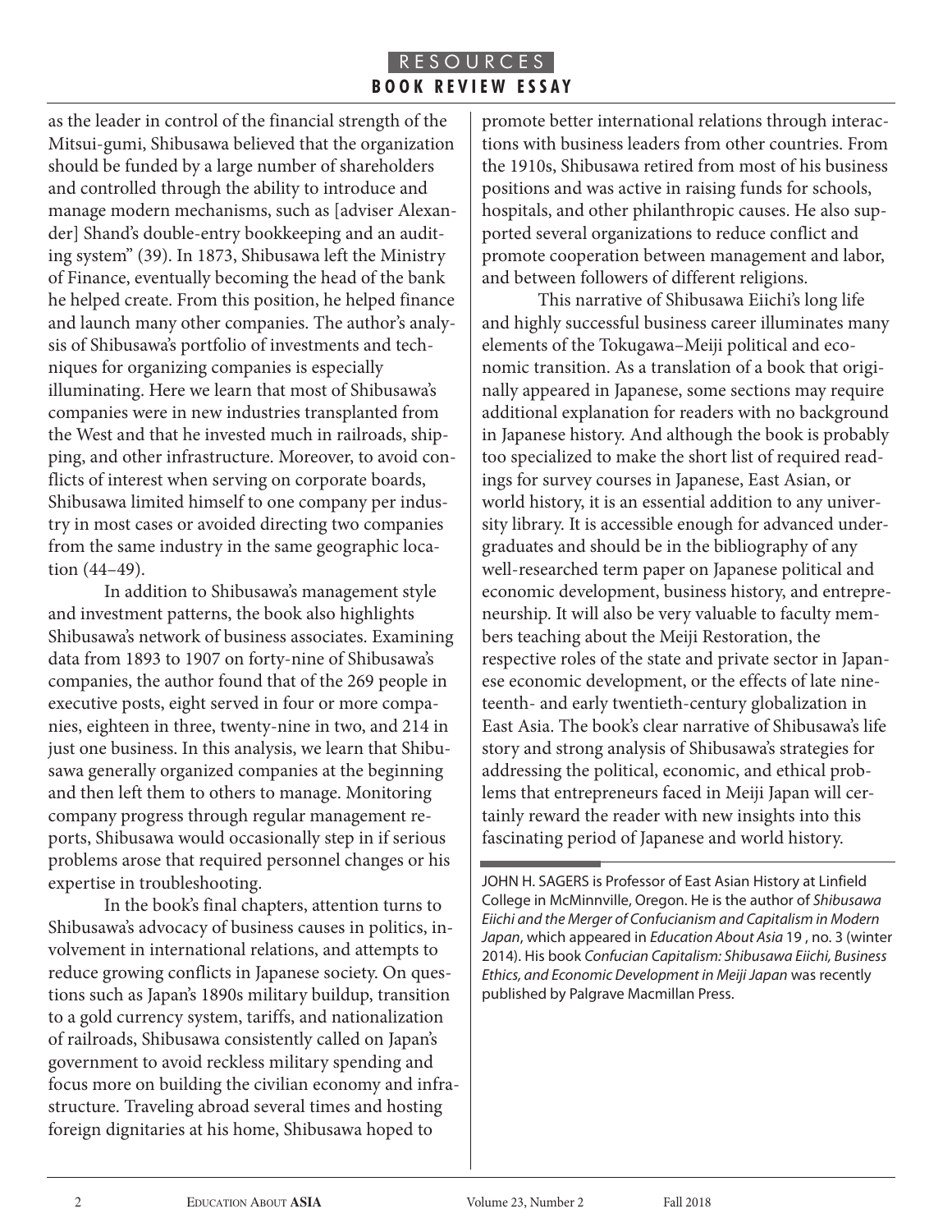as the leader in control of the financial strength of the Mitsui-gumi, Shibusawa believed that the organization should be funded by a large number of shareholders and controlled through the ability to introduce and manage modern mechanisms, such as [adviser Alexander] Shand's double-entry bookkeeping and an auditing system" (39). In 1873, Shibusawa left the Ministry of Finance, eventually becoming the head of the bank he helped create. From this position, he helped finance and launch many other companies. The author's analysis of Shibusawa's portfolio of investments and techniques for organizing companies is especially illuminating. Here we learn that most of Shibusawa's companies were in new industries transplanted from the West and that he invested much in railroads, shipping, and other infrastructure. Moreover, to avoid conflicts of interest when serving on corporate boards, Shibusawa limited himself to one company per industry in most cases or avoided directing two companies from the same industry in the same geographic location (44–49).

In addition to Shibusawa's management style and investment patterns, the book also highlights Shibusawa's network of business associates. Examining data from 1893 to 1907 on forty-nine of Shibusawa's companies, the author found that of the 269 people in executive posts, eight served in four or more companies, eighteen in three, twenty-nine in two, and 214 in just one business. In this analysis, we learn that Shibusawa generally organized companies at the beginning and then left them to others to manage. Monitoring company progress through regular management reports, Shibusawa would occasionally step in if serious problems arose that required personnel changes or his expertise in troubleshooting.

In the book's final chapters, attention turns to Shibusawa's advocacy of business causes in politics, involvement in international relations, and attempts to reduce growing conflicts in Japanese society. On questions such as Japan's 1890s military buildup, transition to a gold currency system, tariffs, and nationalization of railroads, Shibusawa consistently called on Japan's government to avoid reckless military spending and focus more on building the civilian economy and infrastructure. Traveling abroad several times and hosting foreign dignitaries at his home, Shibusawa hoped to promote better international relations through interactions with business leaders from other countries. From the 1910s, Shibusawa retired from most of his business positions and was active in raising funds for schools, hospitals, and other philanthropic causes. He also supported several organizations to reduce conflict and promote cooperation between management and labor, and between followers of different religions.

This narrative of Shibusawa Eiichi's long life and highly successful business career illuminates many elements of the Tokugawa–Meiji political and economic transition. As a translation of a book that originally appeared in Japanese, some sections may require additional explanation for readers with no background in Japanese history. And although the book is probably too specialized to make the short list of required readings for survey courses in Japanese, East Asian, or world history, it is an essential addition to any university library. It is accessible enough for advanced undergraduates and should be in the bibliography of any well-researched term paper on Japanese political and economic development, business history, and entrepreneurship. It will also be very valuable to faculty members teaching about the Meiji Restoration, the respective roles of the state and private sector in Japanese economic development, or the effects of late nineteenth- and early twentieth-century globalization in East Asia. The book's clear narrative of Shibusawa's life story and strong analysis of Shibusawa's strategies for addressing the political, economic, and ethical problems that entrepreneurs faced in Meiji Japan will certainly reward the reader with new insights into this fascinating period of Japanese and world history.

---

JOHN H. SAGERS is Professor of East Asian History at Linfield College in McMinnville, Oregon. He is the author of *Shibusawa Eiichi and the Merger of Confucianism and Capitalism in Modern Japan*, which appeared in *Education About Asia* 19 , no. 3 (winter 2014). His book *Confucian Capitalism: Shibusawa Eiichi, Business Ethics, and Economic Development in Meiji Japan* was recently published by Palgrave Macmillan Press.